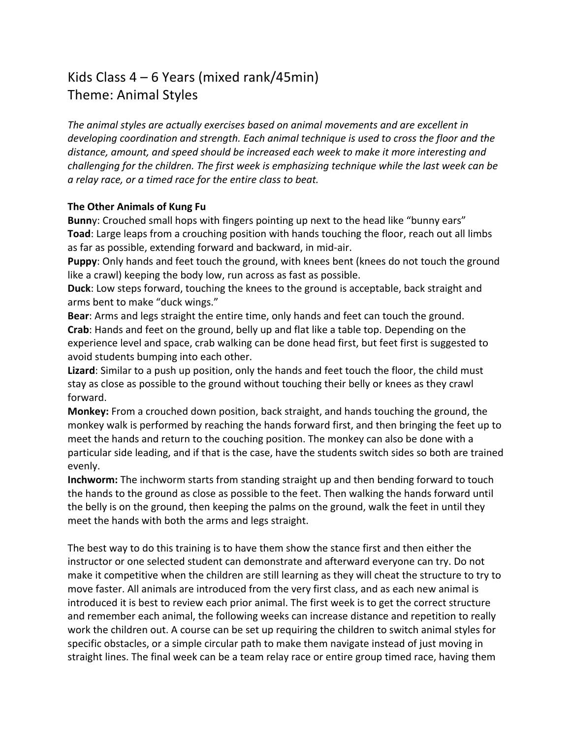# Kids Class 4 – 6 Years (mixed rank/45min)
# Theme: Animal Styles

*The animal styles are actually exercises based on animal movements and are excellent in developing coordination and strength. Each animal technique is used to cross the floor and the distance, amount, and speed should be increased each week to make it more interesting and challenging for the children. The first week is emphasizing technique while the last week can be a relay race, or a timed race for the entire class to beat.*

**The Other Animals of Kung Fu**

**Bunn**y: Crouched small hops with fingers pointing up next to the head like "bunny ears"
**Toad**: Large leaps from a crouching position with hands touching the floor, reach out all limbs as far as possible, extending forward and backward, in mid-air.
**Puppy**: Only hands and feet touch the ground, with knees bent (knees do not touch the ground like a crawl) keeping the body low, run across as fast as possible.
**Duck**: Low steps forward, touching the knees to the ground is acceptable, back straight and arms bent to make "duck wings."
**Bear**: Arms and legs straight the entire time, only hands and feet can touch the ground.
**Crab**: Hands and feet on the ground, belly up and flat like a table top. Depending on the experience level and space, crab walking can be done head first, but feet first is suggested to avoid students bumping into each other.
**Lizard**: Similar to a push up position, only the hands and feet touch the floor, the child must stay as close as possible to the ground without touching their belly or knees as they crawl forward.
**Monkey:** From a crouched down position, back straight, and hands touching the ground, the monkey walk is performed by reaching the hands forward first, and then bringing the feet up to meet the hands and return to the couching position. The monkey can also be done with a particular side leading, and if that is the case, have the students switch sides so both are trained evenly.
**Inchworm:** The inchworm starts from standing straight up and then bending forward to touch the hands to the ground as close as possible to the feet. Then walking the hands forward until the belly is on the ground, then keeping the palms on the ground, walk the feet in until they meet the hands with both the arms and legs straight.

The best way to do this training is to have them show the stance first and then either the instructor or one selected student can demonstrate and afterward everyone can try. Do not make it competitive when the children are still learning as they will cheat the structure to try to move faster. All animals are introduced from the very first class, and as each new animal is introduced it is best to review each prior animal. The first week is to get the correct structure and remember each animal, the following weeks can increase distance and repetition to really work the children out. A course can be set up requiring the children to switch animal styles for specific obstacles, or a simple circular path to make them navigate instead of just moving in straight lines. The final week can be a team relay race or entire group timed race, having them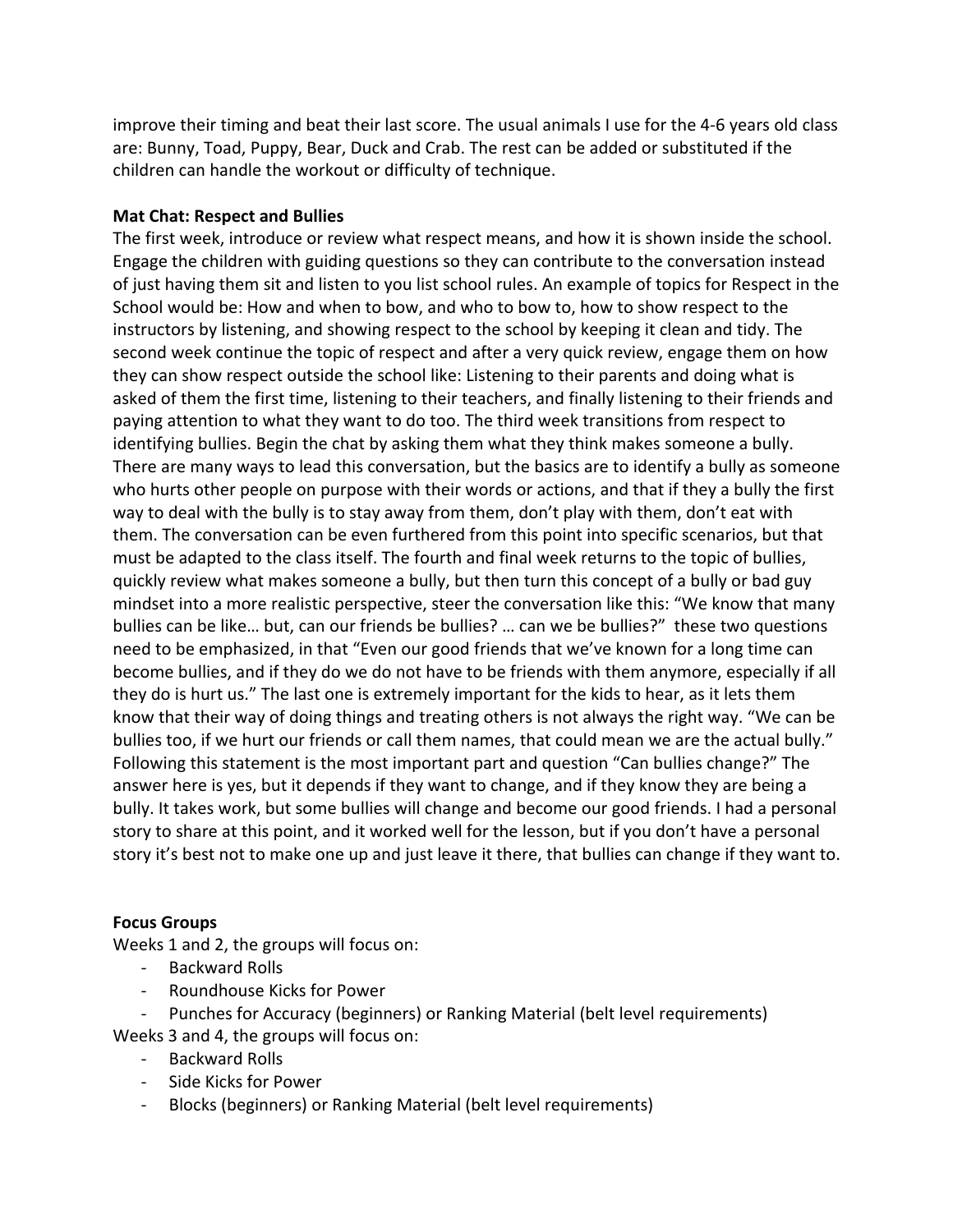improve their timing and beat their last score. The usual animals I use for the 4-6 years old class are: Bunny, Toad, Puppy, Bear, Duck and Crab. The rest can be added or substituted if the children can handle the workout or difficulty of technique.

**Mat Chat: Respect and Bullies**

The first week, introduce or review what respect means, and how it is shown inside the school. Engage the children with guiding questions so they can contribute to the conversation instead of just having them sit and listen to you list school rules. An example of topics for Respect in the School would be: How and when to bow, and who to bow to, how to show respect to the instructors by listening, and showing respect to the school by keeping it clean and tidy. The second week continue the topic of respect and after a very quick review, engage them on how they can show respect outside the school like: Listening to their parents and doing what is asked of them the first time, listening to their teachers, and finally listening to their friends and paying attention to what they want to do too. The third week transitions from respect to identifying bullies. Begin the chat by asking them what they think makes someone a bully. There are many ways to lead this conversation, but the basics are to identify a bully as someone who hurts other people on purpose with their words or actions, and that if they a bully the first way to deal with the bully is to stay away from them, don't play with them, don't eat with them. The conversation can be even furthered from this point into specific scenarios, but that must be adapted to the class itself. The fourth and final week returns to the topic of bullies, quickly review what makes someone a bully, but then turn this concept of a bully or bad guy mindset into a more realistic perspective, steer the conversation like this: "We know that many bullies can be like… but, can our friends be bullies? … can we be bullies?" these two questions need to be emphasized, in that "Even our good friends that we've known for a long time can become bullies, and if they do we do not have to be friends with them anymore, especially if all they do is hurt us." The last one is extremely important for the kids to hear, as it lets them know that their way of doing things and treating others is not always the right way. "We can be bullies too, if we hurt our friends or call them names, that could mean we are the actual bully." Following this statement is the most important part and question "Can bullies change?" The answer here is yes, but it depends if they want to change, and if they know they are being a bully. It takes work, but some bullies will change and become our good friends. I had a personal story to share at this point, and it worked well for the lesson, but if you don't have a personal story it's best not to make one up and just leave it there, that bullies can change if they want to.

**Focus Groups**

Weeks 1 and 2, the groups will focus on:

- Backward Rolls
- Roundhouse Kicks for Power
- Punches for Accuracy (beginners) or Ranking Material (belt level requirements)

Weeks 3 and 4, the groups will focus on:

- Backward Rolls
- Side Kicks for Power
- Blocks (beginners) or Ranking Material (belt level requirements)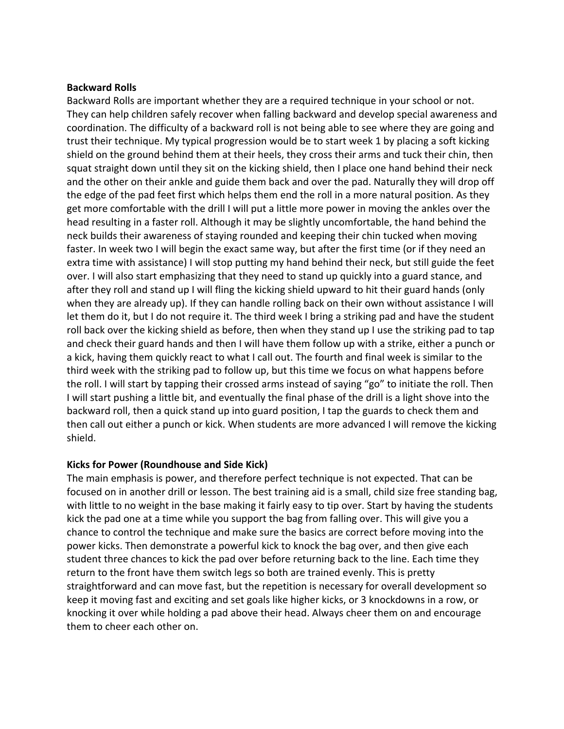**Backward Rolls**

Backward Rolls are important whether they are a required technique in your school or not. They can help children safely recover when falling backward and develop special awareness and coordination. The difficulty of a backward roll is not being able to see where they are going and trust their technique. My typical progression would be to start week 1 by placing a soft kicking shield on the ground behind them at their heels, they cross their arms and tuck their chin, then squat straight down until they sit on the kicking shield, then I place one hand behind their neck and the other on their ankle and guide them back and over the pad. Naturally they will drop off the edge of the pad feet first which helps them end the roll in a more natural position. As they get more comfortable with the drill I will put a little more power in moving the ankles over the head resulting in a faster roll. Although it may be slightly uncomfortable, the hand behind the neck builds their awareness of staying rounded and keeping their chin tucked when moving faster. In week two I will begin the exact same way, but after the first time (or if they need an extra time with assistance) I will stop putting my hand behind their neck, but still guide the feet over. I will also start emphasizing that they need to stand up quickly into a guard stance, and after they roll and stand up I will fling the kicking shield upward to hit their guard hands (only when they are already up). If they can handle rolling back on their own without assistance I will let them do it, but I do not require it. The third week I bring a striking pad and have the student roll back over the kicking shield as before, then when they stand up I use the striking pad to tap and check their guard hands and then I will have them follow up with a strike, either a punch or a kick, having them quickly react to what I call out. The fourth and final week is similar to the third week with the striking pad to follow up, but this time we focus on what happens before the roll. I will start by tapping their crossed arms instead of saying "go" to initiate the roll. Then I will start pushing a little bit, and eventually the final phase of the drill is a light shove into the backward roll, then a quick stand up into guard position, I tap the guards to check them and then call out either a punch or kick. When students are more advanced I will remove the kicking shield.

**Kicks for Power (Roundhouse and Side Kick)**

The main emphasis is power, and therefore perfect technique is not expected. That can be focused on in another drill or lesson. The best training aid is a small, child size free standing bag, with little to no weight in the base making it fairly easy to tip over. Start by having the students kick the pad one at a time while you support the bag from falling over. This will give you a chance to control the technique and make sure the basics are correct before moving into the power kicks. Then demonstrate a powerful kick to knock the bag over, and then give each student three chances to kick the pad over before returning back to the line. Each time they return to the front have them switch legs so both are trained evenly. This is pretty straightforward and can move fast, but the repetition is necessary for overall development so keep it moving fast and exciting and set goals like higher kicks, or 3 knockdowns in a row, or knocking it over while holding a pad above their head. Always cheer them on and encourage them to cheer each other on.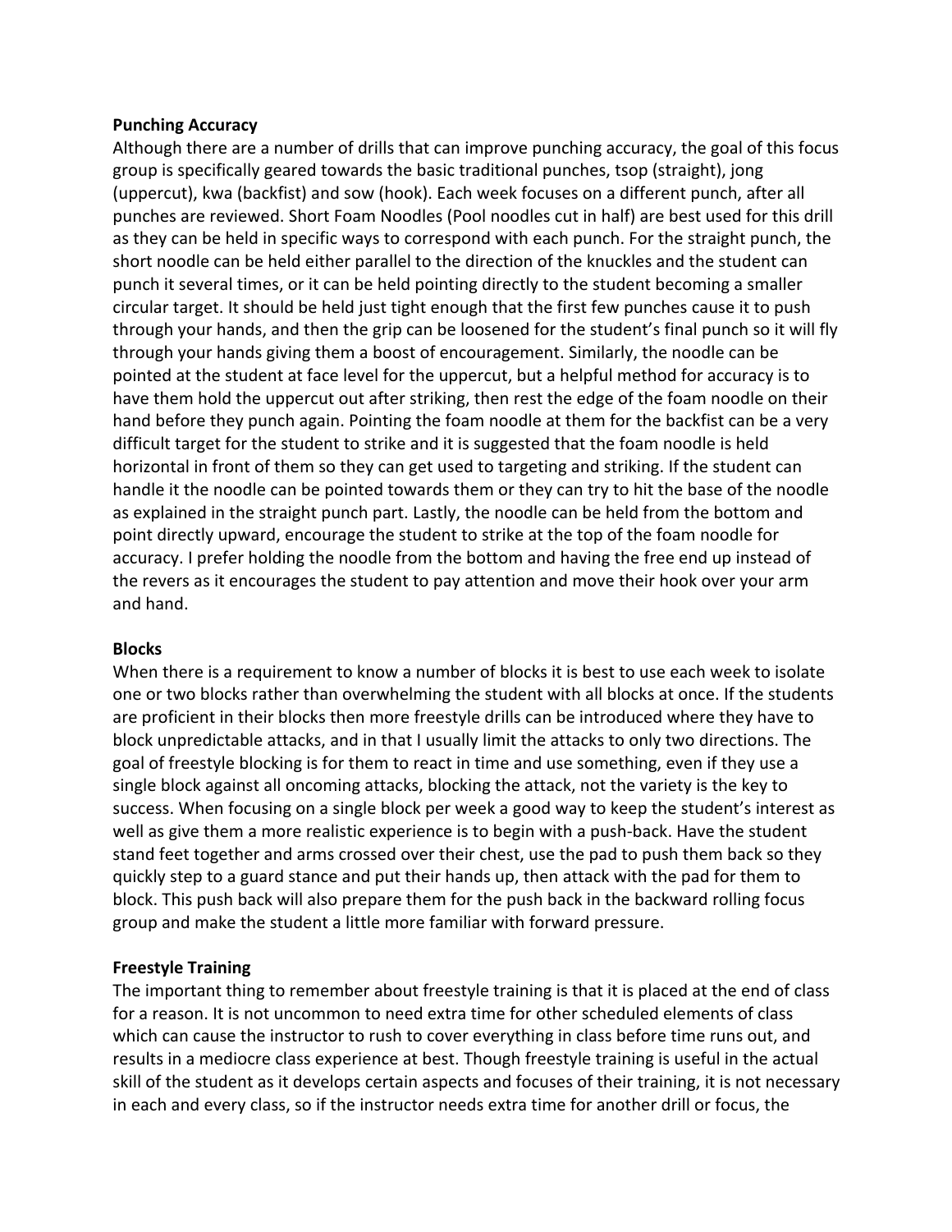**Punching Accuracy**

Although there are a number of drills that can improve punching accuracy, the goal of this focus group is specifically geared towards the basic traditional punches, tsop (straight), jong (uppercut), kwa (backfist) and sow (hook). Each week focuses on a different punch, after all punches are reviewed. Short Foam Noodles (Pool noodles cut in half) are best used for this drill as they can be held in specific ways to correspond with each punch. For the straight punch, the short noodle can be held either parallel to the direction of the knuckles and the student can punch it several times, or it can be held pointing directly to the student becoming a smaller circular target. It should be held just tight enough that the first few punches cause it to push through your hands, and then the grip can be loosened for the student's final punch so it will fly through your hands giving them a boost of encouragement. Similarly, the noodle can be pointed at the student at face level for the uppercut, but a helpful method for accuracy is to have them hold the uppercut out after striking, then rest the edge of the foam noodle on their hand before they punch again. Pointing the foam noodle at them for the backfist can be a very difficult target for the student to strike and it is suggested that the foam noodle is held horizontal in front of them so they can get used to targeting and striking. If the student can handle it the noodle can be pointed towards them or they can try to hit the base of the noodle as explained in the straight punch part. Lastly, the noodle can be held from the bottom and point directly upward, encourage the student to strike at the top of the foam noodle for accuracy. I prefer holding the noodle from the bottom and having the free end up instead of the revers as it encourages the student to pay attention and move their hook over your arm and hand.

**Blocks**

When there is a requirement to know a number of blocks it is best to use each week to isolate one or two blocks rather than overwhelming the student with all blocks at once. If the students are proficient in their blocks then more freestyle drills can be introduced where they have to block unpredictable attacks, and in that I usually limit the attacks to only two directions. The goal of freestyle blocking is for them to react in time and use something, even if they use a single block against all oncoming attacks, blocking the attack, not the variety is the key to success. When focusing on a single block per week a good way to keep the student's interest as well as give them a more realistic experience is to begin with a push-back. Have the student stand feet together and arms crossed over their chest, use the pad to push them back so they quickly step to a guard stance and put their hands up, then attack with the pad for them to block. This push back will also prepare them for the push back in the backward rolling focus group and make the student a little more familiar with forward pressure.

**Freestyle Training**

The important thing to remember about freestyle training is that it is placed at the end of class for a reason. It is not uncommon to need extra time for other scheduled elements of class which can cause the instructor to rush to cover everything in class before time runs out, and results in a mediocre class experience at best. Though freestyle training is useful in the actual skill of the student as it develops certain aspects and focuses of their training, it is not necessary in each and every class, so if the instructor needs extra time for another drill or focus, the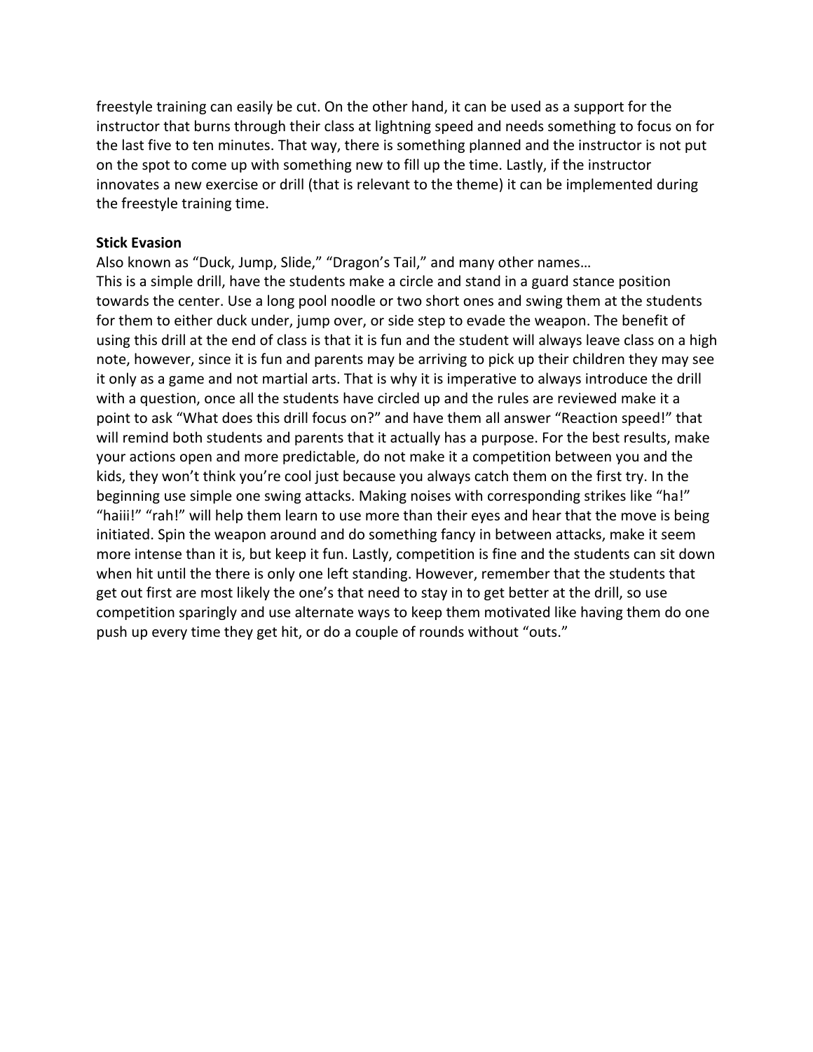freestyle training can easily be cut. On the other hand, it can be used as a support for the instructor that burns through their class at lightning speed and needs something to focus on for the last five to ten minutes. That way, there is something planned and the instructor is not put on the spot to come up with something new to fill up the time. Lastly, if the instructor innovates a new exercise or drill (that is relevant to the theme) it can be implemented during the freestyle training time.

**Stick Evasion**

Also known as "Duck, Jump, Slide," "Dragon's Tail," and many other names…
This is a simple drill, have the students make a circle and stand in a guard stance position towards the center. Use a long pool noodle or two short ones and swing them at the students for them to either duck under, jump over, or side step to evade the weapon. The benefit of using this drill at the end of class is that it is fun and the student will always leave class on a high note, however, since it is fun and parents may be arriving to pick up their children they may see it only as a game and not martial arts. That is why it is imperative to always introduce the drill with a question, once all the students have circled up and the rules are reviewed make it a point to ask "What does this drill focus on?" and have them all answer "Reaction speed!" that will remind both students and parents that it actually has a purpose. For the best results, make your actions open and more predictable, do not make it a competition between you and the kids, they won't think you're cool just because you always catch them on the first try. In the beginning use simple one swing attacks. Making noises with corresponding strikes like "ha!" "haiii!" "rah!" will help them learn to use more than their eyes and hear that the move is being initiated. Spin the weapon around and do something fancy in between attacks, make it seem more intense than it is, but keep it fun. Lastly, competition is fine and the students can sit down when hit until the there is only one left standing. However, remember that the students that get out first are most likely the one's that need to stay in to get better at the drill, so use competition sparingly and use alternate ways to keep them motivated like having them do one push up every time they get hit, or do a couple of rounds without "outs."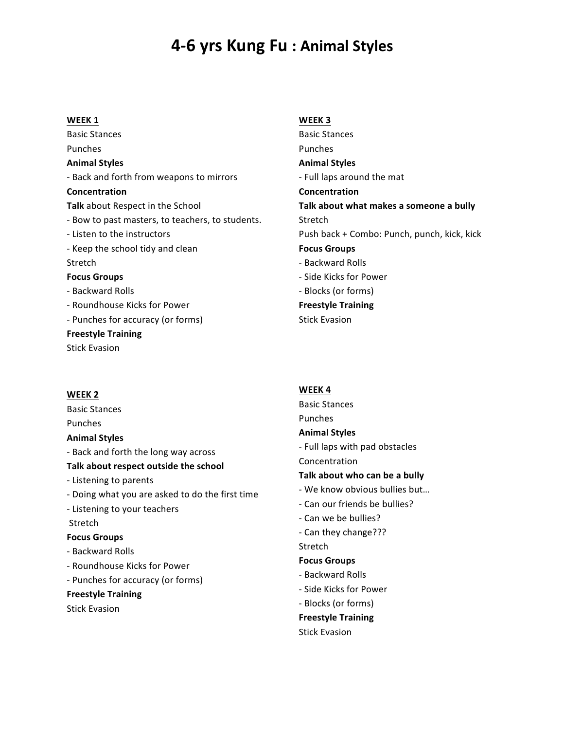# 4-6 yrs Kung Fu : Animal Styles

**WEEK 1**

Basic Stances
Punches
**Animal Styles**
- Back and forth from weapons to mirrors

**Concentration**
**Talk** about Respect in the School
- Bow to past masters, to teachers, to students.
- Listen to the instructors
- Keep the school tidy and clean

Stretch
**Focus Groups**
- Backward Rolls
- Roundhouse Kicks for Power
- Punches for accuracy (or forms)

**Freestyle Training**
Stick Evasion

**WEEK 2**

Basic Stances
Punches
**Animal Styles**
- Back and forth the long way across

**Talk about respect outside the school**
- Listening to parents
- Doing what you are asked to do the first time
- Listening to your teachers

Stretch
**Focus Groups**
- Backward Rolls
- Roundhouse Kicks for Power
- Punches for accuracy (or forms)

**Freestyle Training**
Stick Evasion

**WEEK 3**

Basic Stances
Punches
**Animal Styles**
- Full laps around the mat

**Concentration**
**Talk about what makes a someone a bully**
Stretch
Push back + Combo: Punch, punch, kick, kick
**Focus Groups**
- Backward Rolls
- Side Kicks for Power
- Blocks (or forms)

**Freestyle Training**
Stick Evasion

**WEEK 4**

Basic Stances
Punches
**Animal Styles**
- Full laps with pad obstacles

Concentration
**Talk about who can be a bully**
- We know obvious bullies but…
- Can our friends be bullies?
- Can we be bullies?
- Can they change???

Stretch
**Focus Groups**
- Backward Rolls
- Side Kicks for Power
- Blocks (or forms)

**Freestyle Training**
Stick Evasion